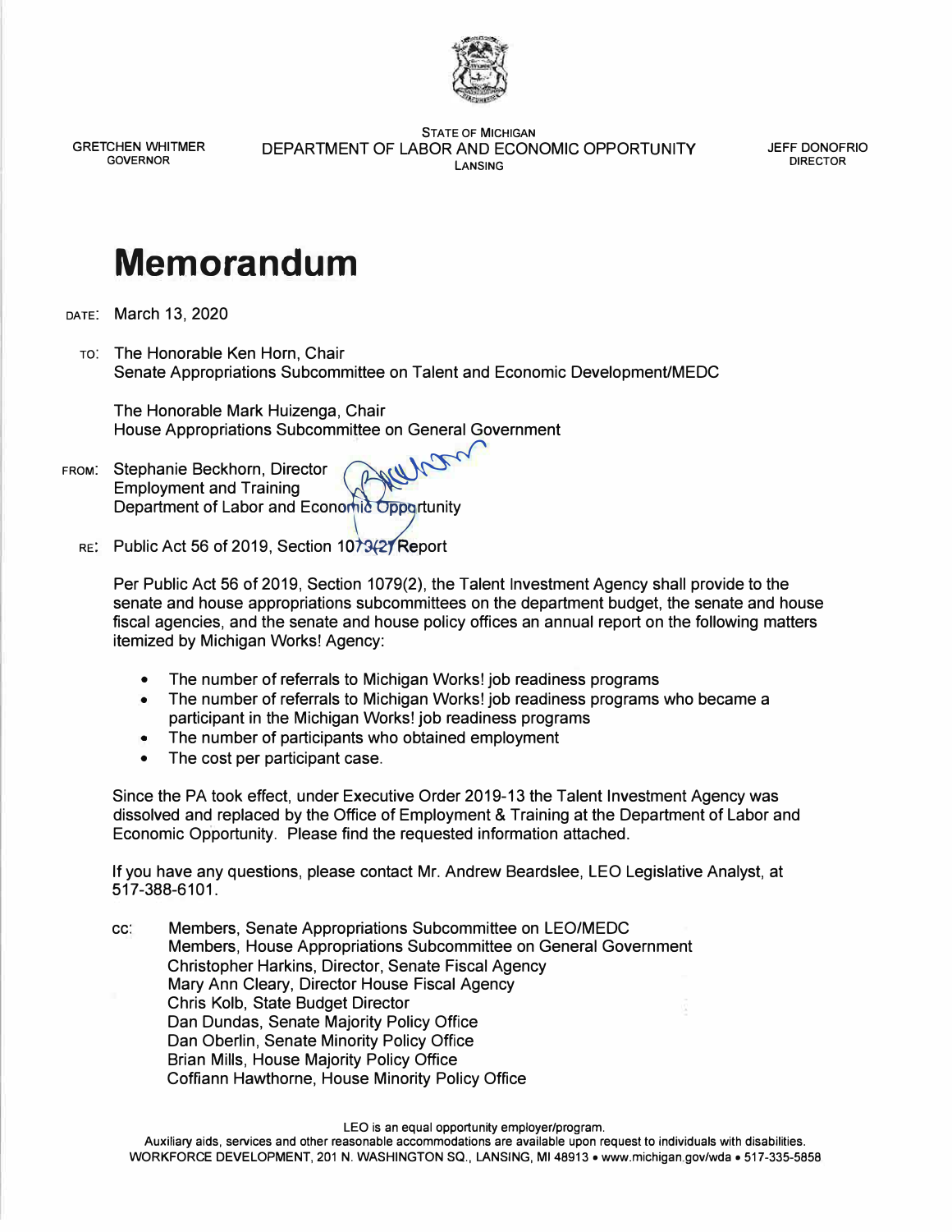GRETCHEN WHITMER
GOVERNOR

STATE OF MICHIGAN
DEPARTMENT OF LABOR AND ECONOMIC OPPORTUNITY
LANSING

JEFF DONOFRIO
DIRECTOR

# Memorandum

DATE: March 13, 2020

TO: The Honorable Ken Horn, Chair
Senate Appropriations Subcommittee on Talent and Economic Development/MEDC

The Honorable Mark Huizenga, Chair
House Appropriations Subcommittee on General Government

FROM: Stephanie Beckhorn, Director
Employment and Training
Department of Labor and Economic Opportunity

RE: Public Act 56 of 2019, Section 1079(2) Report

Per Public Act 56 of 2019, Section 1079(2), the Talent Investment Agency shall provide to the senate and house appropriations subcommittees on the department budget, the senate and house fiscal agencies, and the senate and house policy offices an annual report on the following matters itemized by Michigan Works! Agency:

- The number of referrals to Michigan Works! job readiness programs
- The number of referrals to Michigan Works! job readiness programs who became a participant in the Michigan Works! job readiness programs
- The number of participants who obtained employment
- The cost per participant case.

Since the PA took effect, under Executive Order 2019-13 the Talent Investment Agency was dissolved and replaced by the Office of Employment & Training at the Department of Labor and Economic Opportunity. Please find the requested information attached.

If you have any questions, please contact Mr. Andrew Beardslee, LEO Legislative Analyst, at 517-388-6101.

cc: Members, Senate Appropriations Subcommittee on LEO/MEDC
Members, House Appropriations Subcommittee on General Government
Christopher Harkins, Director, Senate Fiscal Agency
Mary Ann Cleary, Director House Fiscal Agency
Chris Kolb, State Budget Director
Dan Dundas, Senate Majority Policy Office
Dan Oberlin, Senate Minority Policy Office
Brian Mills, House Majority Policy Office
Coffiann Hawthorne, House Minority Policy Office

LEO is an equal opportunity employer/program.
Auxiliary aids, services and other reasonable accommodations are available upon request to individuals with disabilities.
WORKFORCE DEVELOPMENT, 201 N. WASHINGTON SQ., LANSING, MI 48913 • www.michigan.gov/wda • 517-335-5858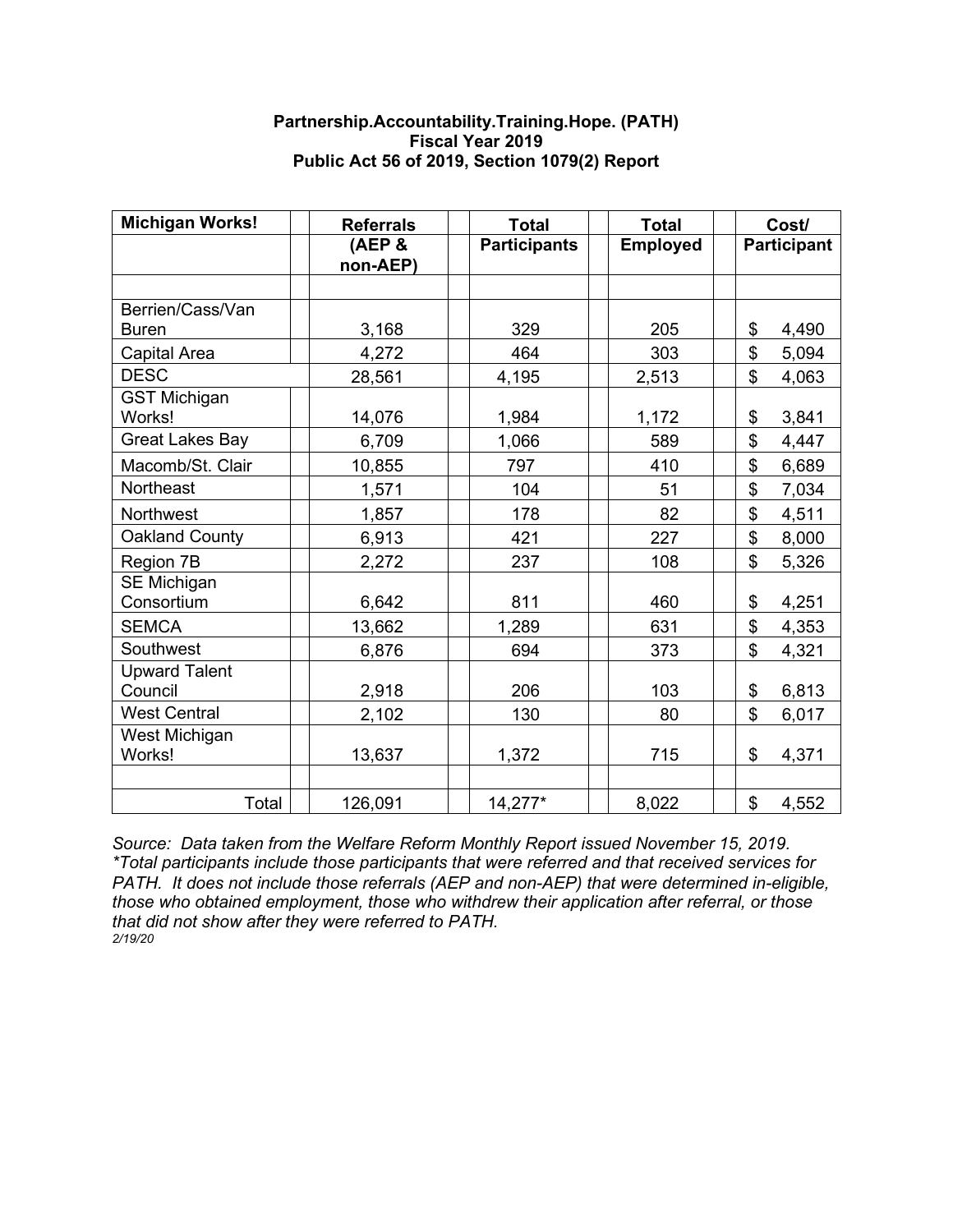**Partnership.Accountability.Training.Hope. (PATH)**
**Fiscal Year 2019**
**Public Act 56 of 2019, Section 1079(2) Report**

| Michigan Works! | Referrals (AEP & non-AEP) | Total Participants | Total Employed | Cost/ Participant |
|---|---|---|---|---|
| Berrien/Cass/Van Buren | 3,168 | 329 | 205 | $ 4,490 |
| Capital Area | 4,272 | 464 | 303 | $ 5,094 |
| DESC | 28,561 | 4,195 | 2,513 | $ 4,063 |
| GST Michigan Works! | 14,076 | 1,984 | 1,172 | $ 3,841 |
| Great Lakes Bay | 6,709 | 1,066 | 589 | $ 4,447 |
| Macomb/St. Clair | 10,855 | 797 | 410 | $ 6,689 |
| Northeast | 1,571 | 104 | 51 | $ 7,034 |
| Northwest | 1,857 | 178 | 82 | $ 4,511 |
| Oakland County | 6,913 | 421 | 227 | $ 8,000 |
| Region 7B | 2,272 | 237 | 108 | $ 5,326 |
| SE Michigan Consortium | 6,642 | 811 | 460 | $ 4,251 |
| SEMCA | 13,662 | 1,289 | 631 | $ 4,353 |
| Southwest | 6,876 | 694 | 373 | $ 4,321 |
| Upward Talent Council | 2,918 | 206 | 103 | $ 6,813 |
| West Central | 2,102 | 130 | 80 | $ 6,017 |
| West Michigan Works! | 13,637 | 1,372 | 715 | $ 4,371 |
| Total | 126,091 | 14,277* | 8,022 | $ 4,552 |

*Source: Data taken from the Welfare Reform Monthly Report issued November 15, 2019.*
*\*Total participants include those participants that were referred and that received services for PATH. It does not include those referrals (AEP and non-AEP) that were determined in-eligible, those who obtained employment, those who withdrew their application after referral, or those that did not show after they were referred to PATH.*
*2/19/20*